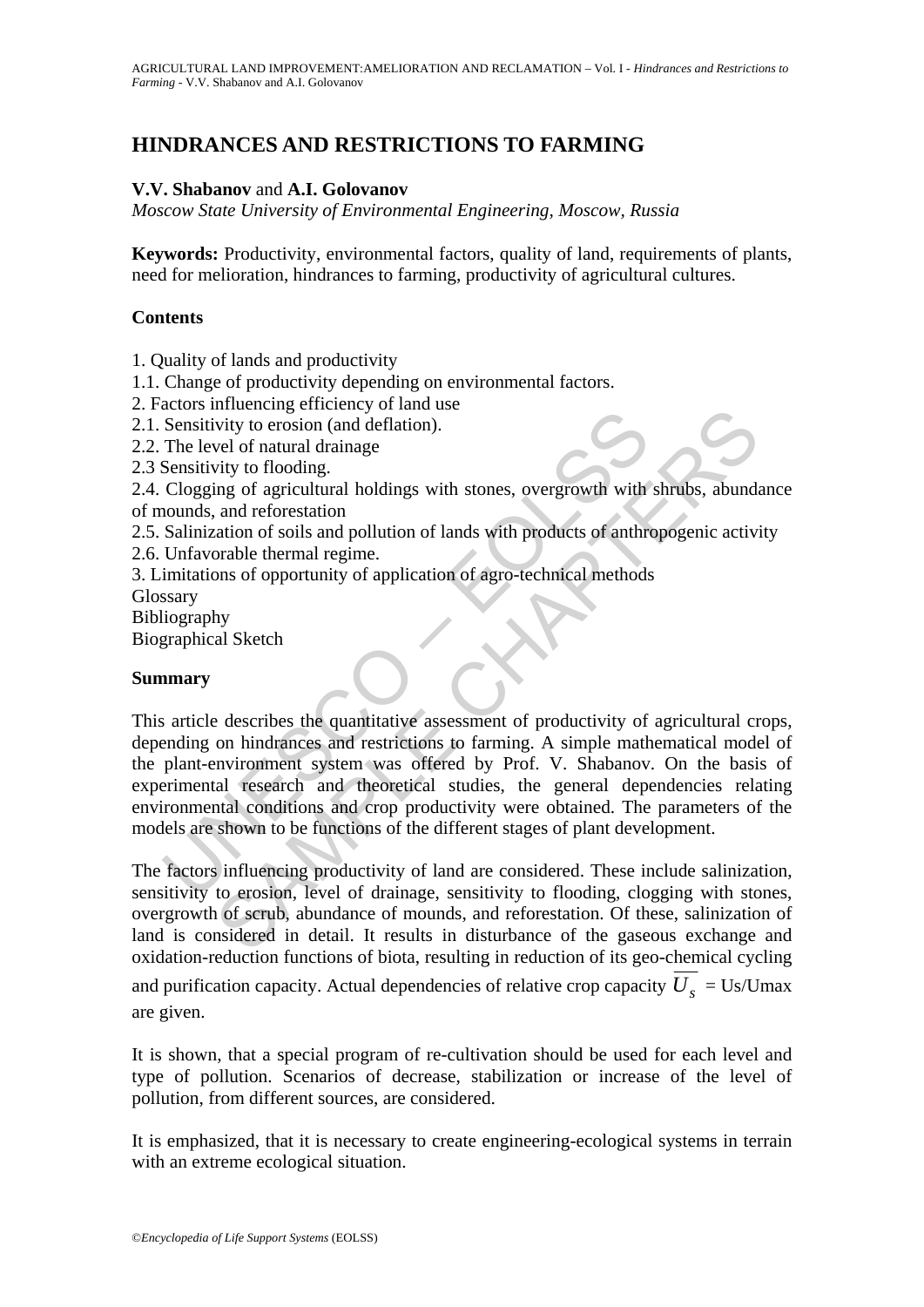# HINDRANCES AND RESTRICTIONS TO FARMING

**V.V. Shabanov** and **A.I. Golovanov**

*Moscow State University of Environmental Engineering, Moscow, Russia*

**Keywords:** Productivity, environmental factors, quality of land, requirements of plants, need for melioration, hindrances to farming, productivity of agricultural cultures.

## Contents

1. Quality of lands and productivity
1.1. Change of productivity depending on environmental factors.
2. Factors influencing efficiency of land use
2.1. Sensitivity to erosion (and deflation).
2.2. The level of natural drainage
2.3 Sensitivity to flooding.
2.4. Clogging of agricultural holdings with stones, overgrowth with shrubs, abundance of mounds, and reforestation
2.5. Salinization of soils and pollution of lands with products of anthropogenic activity
2.6. Unfavorable thermal regime.
3. Limitations of opportunity of application of agro-technical methods
Glossary
Bibliography
Biographical Sketch

## Summary

This article describes the quantitative assessment of productivity of agricultural crops, depending on hindrances and restrictions to farming. A simple mathematical model of the plant-environment system was offered by Prof. V. Shabanov. On the basis of experimental research and theoretical studies, the general dependencies relating environmental conditions and crop productivity were obtained. The parameters of the models are shown to be functions of the different stages of plant development.

The factors influencing productivity of land are considered. These include salinization, sensitivity to erosion, level of drainage, sensitivity to flooding, clogging with stones, overgrowth of scrub, abundance of mounds, and reforestation. Of these, salinization of land is considered in detail. It results in disturbance of the gaseous exchange and oxidation-reduction functions of biota, resulting in reduction of its geo-chemical cycling and purification capacity. Actual dependencies of relative crop capacity $\overline{U_s}$ = Us/Umax are given.

It is shown, that a special program of re-cultivation should be used for each level and type of pollution. Scenarios of decrease, stabilization or increase of the level of pollution, from different sources, are considered.

It is emphasized, that it is necessary to create engineering-ecological systems in terrain with an extreme ecological situation.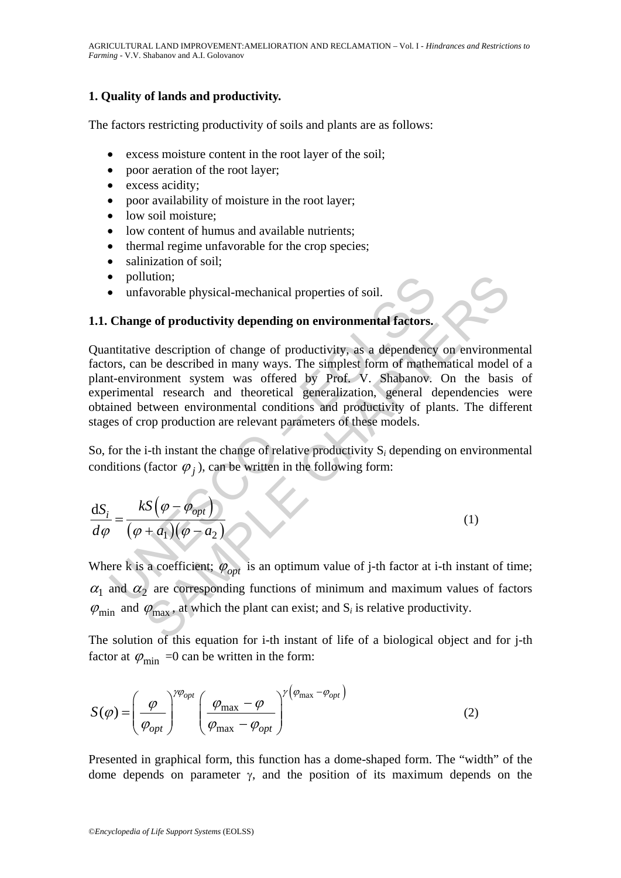## 1. Quality of lands and productivity.

The factors restricting productivity of soils and plants are as follows:

- excess moisture content in the root layer of the soil;
- poor aeration of the root layer;
- excess acidity;
- poor availability of moisture in the root layer;
- low soil moisture;
- low content of humus and available nutrients;
- thermal regime unfavorable for the crop species;
- salinization of soil;
- pollution;
- unfavorable physical-mechanical properties of soil.

### 1.1. Change of productivity depending on environmental factors.

Quantitative description of change of productivity, as a dependency on environmental factors, can be described in many ways. The simplest form of mathematical model of a plant-environment system was offered by Prof. V. Shabanov. On the basis of experimental research and theoretical generalization, general dependencies were obtained between environmental conditions and productivity of plants. The different stages of crop production are relevant parameters of these models.

So, for the i-th instant the change of relative productivity $S_i$ depending on environmental conditions (factor $\varphi_j$), can be written in the following form:

$$\frac{dS_i}{d\varphi} = \frac{kS\left(\varphi - \varphi_{opt}\right)}{\left(\varphi + a_1\right)\left(\varphi - a_2\right)} \tag{1}$$

Where k is a coefficient; $\varphi_{opt}$ is an optimum value of j-th factor at i-th instant of time; $\alpha_1$ and $\alpha_2$ are corresponding functions of minimum and maximum values of factors $\varphi_{\min}$ and $\varphi_{\max}$, at which the plant can exist; and $S_i$ is relative productivity.

The solution of this equation for i-th instant of life of a biological object and for j-th factor at $\varphi_{\min}$ =0 can be written in the form:

$$S(\varphi) = \left(\frac{\varphi}{\varphi_{opt}}\right)^{\gamma\varphi_{opt}} \left(\frac{\varphi_{\max} - \varphi}{\varphi_{\max} - \varphi_{opt}}\right)^{\gamma\left(\varphi_{\max} - \varphi_{opt}\right)} \tag{2}$$

Presented in graphical form, this function has a dome-shaped form. The "width" of the dome depends on parameter γ, and the position of its maximum depends on the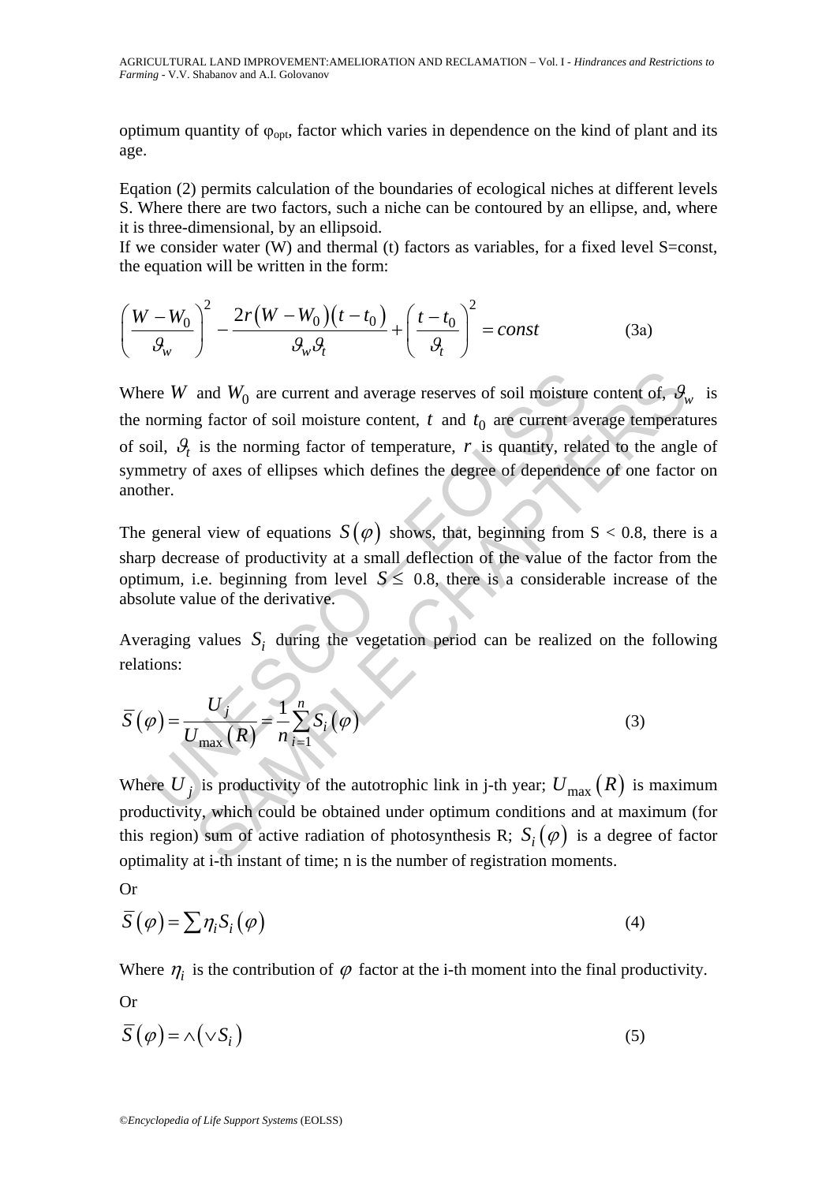optimum quantity of $\varphi_{opt}$, factor which varies in dependence on the kind of plant and its age.

Eqation (2) permits calculation of the boundaries of ecological niches at different levels S. Where there are two factors, such a niche can be contoured by an ellipse, and, where it is three-dimensional, by an ellipsoid.

If we consider water (W) and thermal (t) factors as variables, for a fixed level S=const, the equation will be written in the form:

$$\left(\frac{W-W_0}{\vartheta_w}\right)^2-\frac{2r\left(W-W_0\right)\left(t-t_0\right)}{\vartheta_w\vartheta_t}+\left(\frac{t-t_0}{\vartheta_t}\right)^2=const \qquad (3a)$$

Where $W$ and $W_0$ are current and average reserves of soil moisture content of, $\vartheta_w$ is the norming factor of soil moisture content, $t$ and $t_0$ are current average temperatures of soil, $\vartheta_t$ is the norming factor of temperature, $r$ is quantity, related to the angle of symmetry of axes of ellipses which defines the degree of dependence of one factor on another.

The general view of equations $S(\varphi)$ shows, that, beginning from S < 0.8, there is a sharp decrease of productivity at a small deflection of the value of the factor from the optimum, i.e. beginning from level $S \leq 0.8$, there is a considerable increase of the absolute value of the derivative.

Averaging values $S_i$ during the vegetation period can be realized on the following relations:

$$\bar{S}(\varphi)=\frac{U_j}{U_{\max}(R)}=\frac{1}{n}\sum_{i=1}^{n}S_i(\varphi) \qquad (3)$$

Where $U_j$ is productivity of the autotrophic link in j-th year; $U_{\max}(R)$ is maximum productivity, which could be obtained under optimum conditions and at maximum (for this region) sum of active radiation of photosynthesis R; $S_i(\varphi)$ is a degree of factor optimality at i-th instant of time; n is the number of registration moments.

Or

$$\bar{S}(\varphi)=\sum\eta_i S_i(\varphi) \qquad (4)$$

Where $\eta_i$ is the contribution of $\varphi$ factor at the i-th moment into the final productivity.

Or

$$\bar{S}(\varphi)=\wedge\left(\vee S_i\right) \qquad (5)$$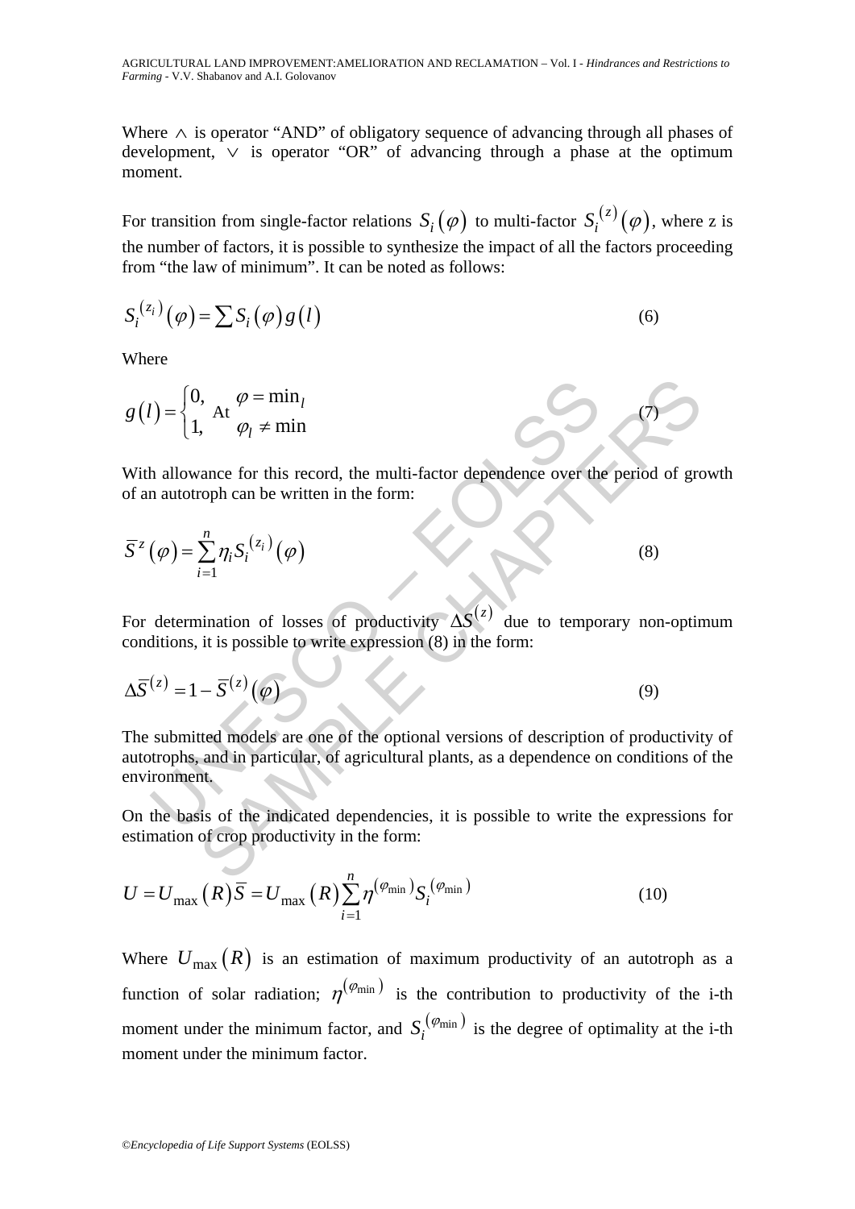Where $\wedge$ is operator "AND" of obligatory sequence of advancing through all phases of development, $\vee$ is operator "OR" of advancing through a phase at the optimum moment.

For transition from single-factor relations $S_i(\varphi)$ to multi-factor $S_i^{(z)}(\varphi)$, where z is the number of factors, it is possible to synthesize the impact of all the factors proceeding from "the law of minimum". It can be noted as follows:

$$S_i^{(z_i)}(\varphi) = \sum S_i(\varphi) g(l) \tag{6}$$

Where

$$g(l) = \begin{cases} 0, & \varphi = \min_l \\ 1, & \varphi_l \neq \min \end{cases} \text{ At} \tag{7}$$

With allowance for this record, the multi-factor dependence over the period of growth of an autotroph can be written in the form:

$$\overline{S}^{z}(\varphi) = \sum_{i=1}^{n} \eta_i S_i^{(z_i)}(\varphi) \tag{8}$$

For determination of losses of productivity $\Delta S^{(z)}$ due to temporary non-optimum conditions, it is possible to write expression (8) in the form:

$$\Delta \overline{S}^{(z)} = 1 - \overline{S}^{(z)}(\varphi) \tag{9}$$

The submitted models are one of the optional versions of description of productivity of autotrophs, and in particular, of agricultural plants, as a dependence on conditions of the environment.

On the basis of the indicated dependencies, it is possible to write the expressions for estimation of crop productivity in the form:

$$U = U_{\max}(R)\overline{S} = U_{\max}(R)\sum_{i=1}^{n} \eta^{(\varphi_{\min})} S_i^{(\varphi_{\min})} \tag{10}$$

Where $U_{\max}(R)$ is an estimation of maximum productivity of an autotroph as a function of solar radiation; $\eta^{(\varphi_{\min})}$ is the contribution to productivity of the i-th moment under the minimum factor, and $S_i^{(\varphi_{\min})}$ is the degree of optimality at the i-th moment under the minimum factor.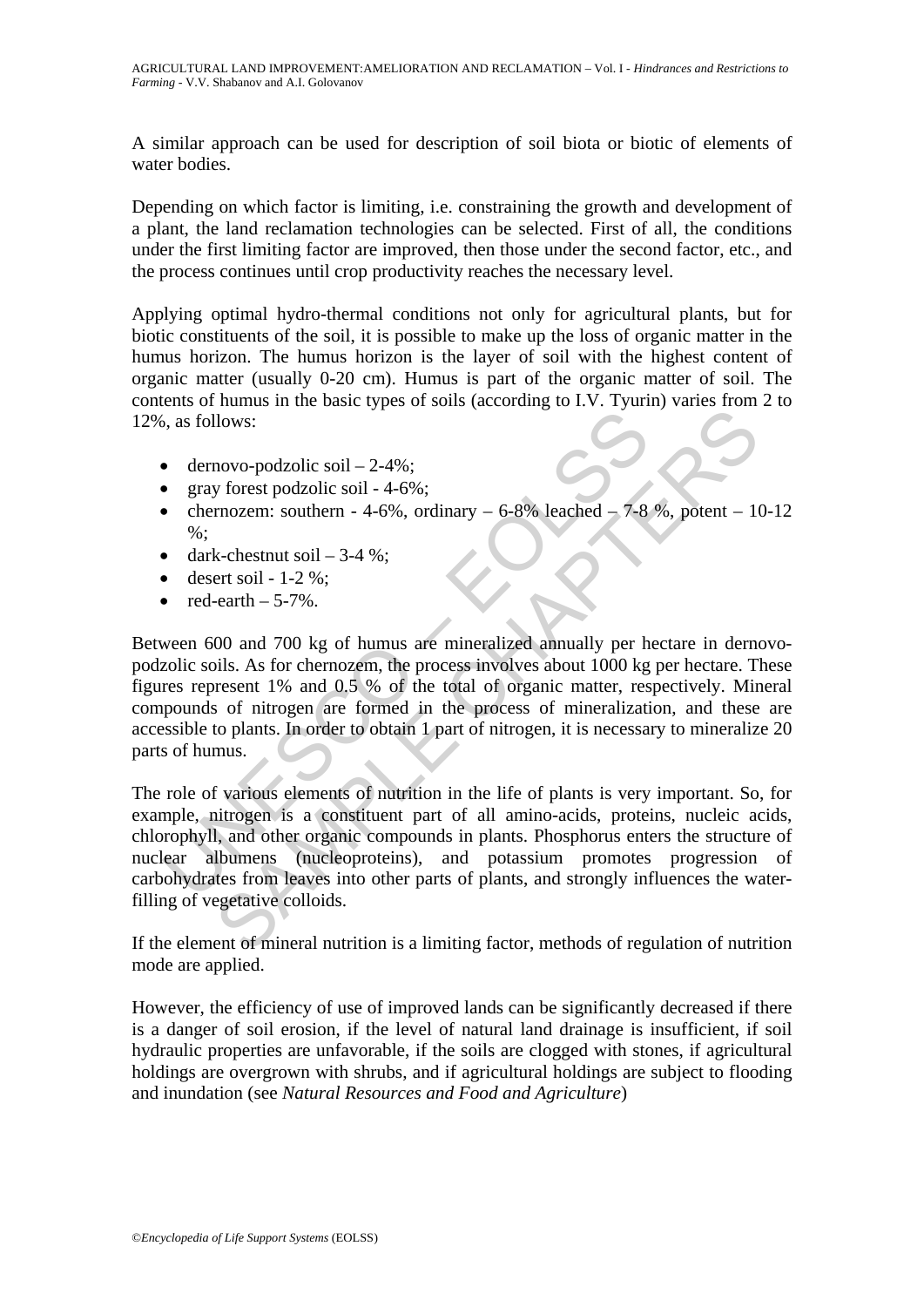A similar approach can be used for description of soil biota or biotic of elements of water bodies.

Depending on which factor is limiting, i.e. constraining the growth and development of a plant, the land reclamation technologies can be selected. First of all, the conditions under the first limiting factor are improved, then those under the second factor, etc., and the process continues until crop productivity reaches the necessary level.

Applying optimal hydro-thermal conditions not only for agricultural plants, but for biotic constituents of the soil, it is possible to make up the loss of organic matter in the humus horizon. The humus horizon is the layer of soil with the highest content of organic matter (usually 0-20 cm). Humus is part of the organic matter of soil. The contents of humus in the basic types of soils (according to I.V. Tyurin) varies from 2 to 12%, as follows:

- dernovo-podzolic soil – 2-4%;
- gray forest podzolic soil - 4-6%;
- chernozem: southern - 4-6%, ordinary – 6-8% leached – 7-8 %, potent – 10-12 %;
- dark-chestnut soil – 3-4 %;
- desert soil - 1-2 %;
- red-earth – 5-7%.

Between 600 and 700 kg of humus are mineralized annually per hectare in dernovo-podzolic soils. As for chernozem, the process involves about 1000 kg per hectare. These figures represent 1% and 0.5 % of the total of organic matter, respectively. Mineral compounds of nitrogen are formed in the process of mineralization, and these are accessible to plants. In order to obtain 1 part of nitrogen, it is necessary to mineralize 20 parts of humus.

The role of various elements of nutrition in the life of plants is very important. So, for example, nitrogen is a constituent part of all amino-acids, proteins, nucleic acids, chlorophyll, and other organic compounds in plants. Phosphorus enters the structure of nuclear albumens (nucleoproteins), and potassium promotes progression of carbohydrates from leaves into other parts of plants, and strongly influences the water-filling of vegetative colloids.

If the element of mineral nutrition is a limiting factor, methods of regulation of nutrition mode are applied.

However, the efficiency of use of improved lands can be significantly decreased if there is a danger of soil erosion, if the level of natural land drainage is insufficient, if soil hydraulic properties are unfavorable, if the soils are clogged with stones, if agricultural holdings are overgrown with shrubs, and if agricultural holdings are subject to flooding and inundation (see *Natural Resources and Food and Agriculture*)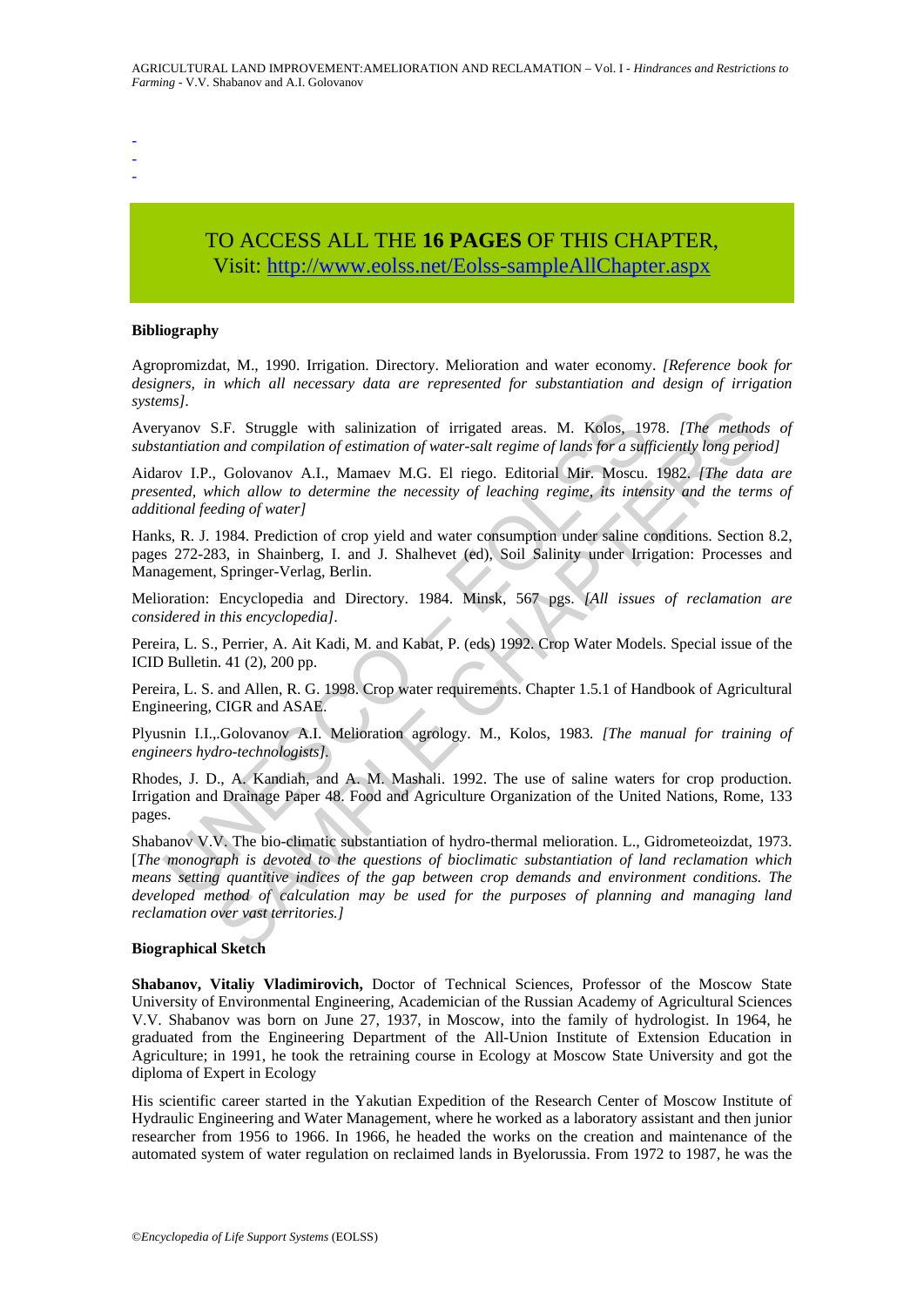-
-
-

TO ACCESS ALL THE **16 PAGES** OF THIS CHAPTER,
Visit: http://www.eolss.net/Eolss-sampleAllChapter.aspx

**Bibliography**

Agropromizdat, M., 1990. Irrigation. Directory. Melioration and water economy. *[Reference book for designers, in which all necessary data are represented for substantiation and design of irrigation systems]*.

Averyanov S.F. Struggle with salinization of irrigated areas. M. Kolos, 1978. *[The methods of substantiation and compilation of estimation of water-salt regime of lands for a sufficiently long period]*

Aidarov I.P., Golovanov A.I., Mamaev M.G. El riego. Editorial Mir. Moscu. 1982. *[The data are presented, which allow to determine the necessity of leaching regime, its intensity and the terms of additional feeding of water]*

Hanks, R. J. 1984. Prediction of crop yield and water consumption under saline conditions. Section 8.2, pages 272-283, in Shainberg, I. and J. Shalhevet (ed), Soil Salinity under Irrigation: Processes and Management, Springer-Verlag, Berlin.

Melioration: Encyclopedia and Directory. 1984. Minsk, 567 pgs. *[All issues of reclamation are considered in this encyclopedia]*.

Pereira, L. S., Perrier, A. Ait Kadi, M. and Kabat, P. (eds) 1992. Crop Water Models. Special issue of the ICID Bulletin. 41 (2), 200 pp.

Pereira, L. S. and Allen, R. G. 1998. Crop water requirements. Chapter 1.5.1 of Handbook of Agricultural Engineering, CIGR and ASAE.

Plyusnin I.I.,.Golovanov A.I. Melioration agrology. M., Kolos, 1983. *[The manual for training of engineers hydro-technologists]*.

Rhodes, J. D., A. Kandiah, and A. M. Mashali. 1992. The use of saline waters for crop production. Irrigation and Drainage Paper 48. Food and Agriculture Organization of the United Nations, Rome, 133 pages.

Shabanov V.V. The bio-climatic substantiation of hydro-thermal melioration. L., Gidrometeoizdat, 1973. [*The monograph is devoted to the questions of bioclimatic substantiation of land reclamation which means setting quantitive indices of the gap between crop demands and environment conditions. The developed method of calculation may be used for the purposes of planning and managing land reclamation over vast territories.]*

**Biographical Sketch**

**Shabanov, Vitaliy Vladimirovich,** Doctor of Technical Sciences, Professor of the Moscow State University of Environmental Engineering, Academician of the Russian Academy of Agricultural Sciences V.V. Shabanov was born on June 27, 1937, in Moscow, into the family of hydrologist. In 1964, he graduated from the Engineering Department of the All-Union Institute of Extension Education in Agriculture; in 1991, he took the retraining course in Ecology at Moscow State University and got the diploma of Expert in Ecology

His scientific career started in the Yakutian Expedition of the Research Center of Moscow Institute of Hydraulic Engineering and Water Management, where he worked as a laboratory assistant and then junior researcher from 1956 to 1966. In 1966, he headed the works on the creation and maintenance of the automated system of water regulation on reclaimed lands in Byelorussia. From 1972 to 1987, he was the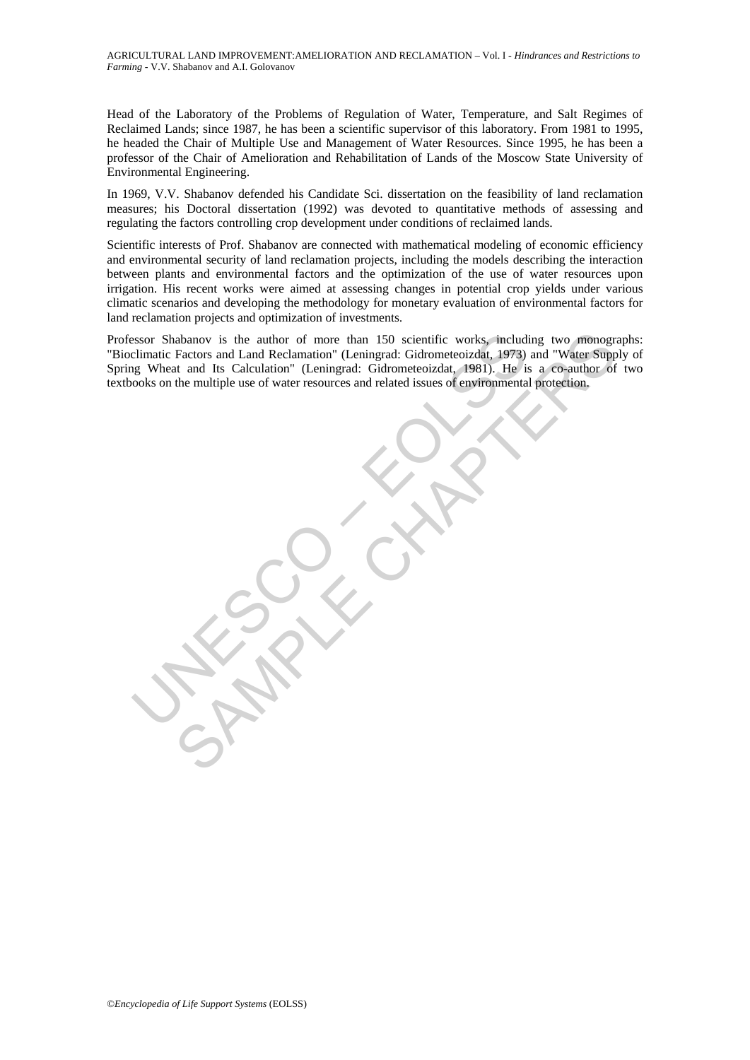Head of the Laboratory of the Problems of Regulation of Water, Temperature, and Salt Regimes of Reclaimed Lands; since 1987, he has been a scientific supervisor of this laboratory. From 1981 to 1995, he headed the Chair of Multiple Use and Management of Water Resources. Since 1995, he has been a professor of the Chair of Amelioration and Rehabilitation of Lands of the Moscow State University of Environmental Engineering.

In 1969, V.V. Shabanov defended his Candidate Sci. dissertation on the feasibility of land reclamation measures; his Doctoral dissertation (1992) was devoted to quantitative methods of assessing and regulating the factors controlling crop development under conditions of reclaimed lands.

Scientific interests of Prof. Shabanov are connected with mathematical modeling of economic efficiency and environmental security of land reclamation projects, including the models describing the interaction between plants and environmental factors and the optimization of the use of water resources upon irrigation. His recent works were aimed at assessing changes in potential crop yields under various climatic scenarios and developing the methodology for monetary evaluation of environmental factors for land reclamation projects and optimization of investments.

Professor Shabanov is the author of more than 150 scientific works, including two monographs: "Bioclimatic Factors and Land Reclamation" (Leningrad: Gidrometeoizdat, 1973) and "Water Supply of Spring Wheat and Its Calculation" (Leningrad: Gidrometeoizdat, 1981). He is a co-author of two textbooks on the multiple use of water resources and related issues of environmental protection.